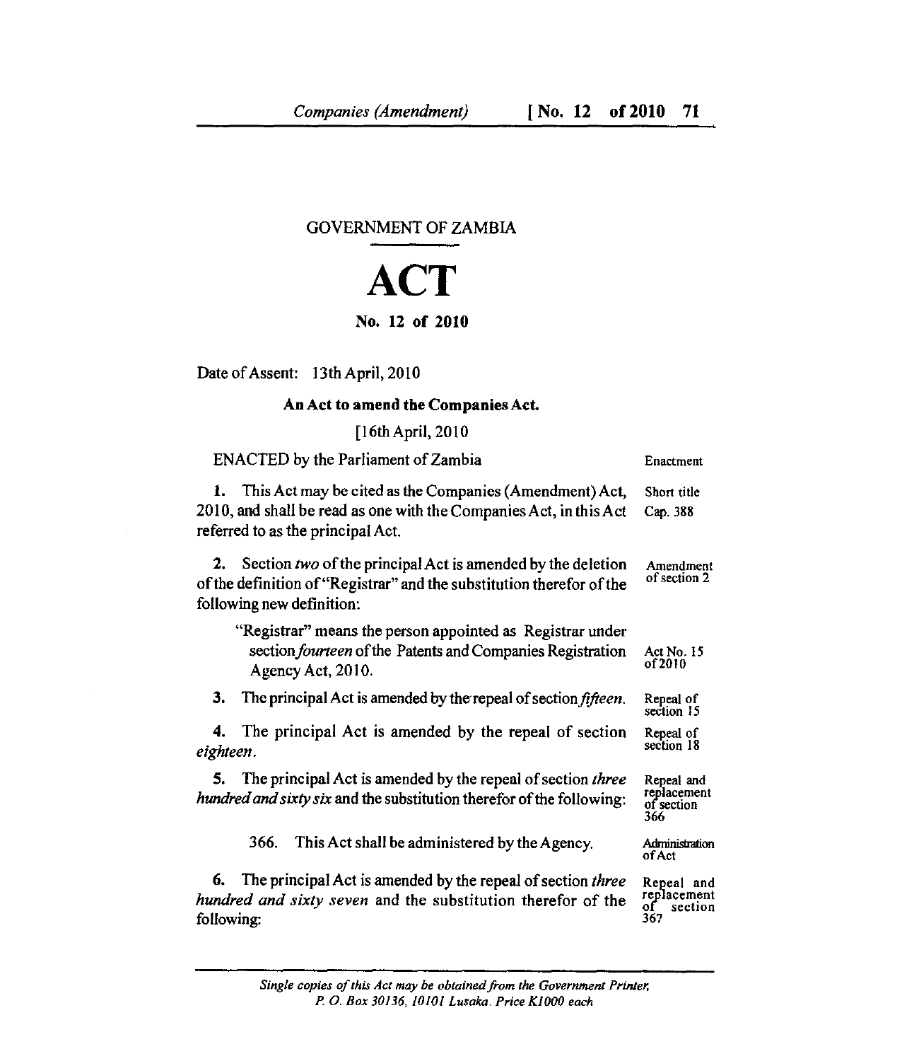GOVERNMENT OF ZAMBIA

# ACT

## No. 12 of 2010

Date of Assent: 13th April, 2010

**An Act to amend the Companies Act.**

[16th April, 2010

ENACTED by the Parliament of Zambia — *Enactment*

**1.** This Act may be cited as the Companies (Amendment) Act, 2010, and shall be read as one with the Companies Act, in this Act referred to as the principal Act. — *Short title; Cap. 388*

**2.** Section *two* of the principal Act is amended by the deletion of the definition of "Registrar" and the substitution therefor of the following new definition: — *Amendment of section 2*

> "Registrar" means the person appointed as Registrar under section *fourteen* of the Patents and Companies Registration Agency Act, 2010. — *Act No. 15 of 2010*

**3.** The principal Act is amended by the repeal of section *fifteen*. — *Repeal of section 15*

**4.** The principal Act is amended by the repeal of section *eighteen*. — *Repeal of section 18*

**5.** The principal Act is amended by the repeal of section *three hundred and sixty six* and the substitution therefor of the following: — *Repeal and replacement of section 366*

> 366. This Act shall be administered by the Agency. — *Administration of Act*

**6.** The principal Act is amended by the repeal of section *three hundred and sixty seven* and the substitution therefor of the following: — *Repeal and replacement of section 367*

*Single copies of this Act may be obtained from the Government Printer, P. O. Box 30136, 10101 Lusaka. Price K1000 each*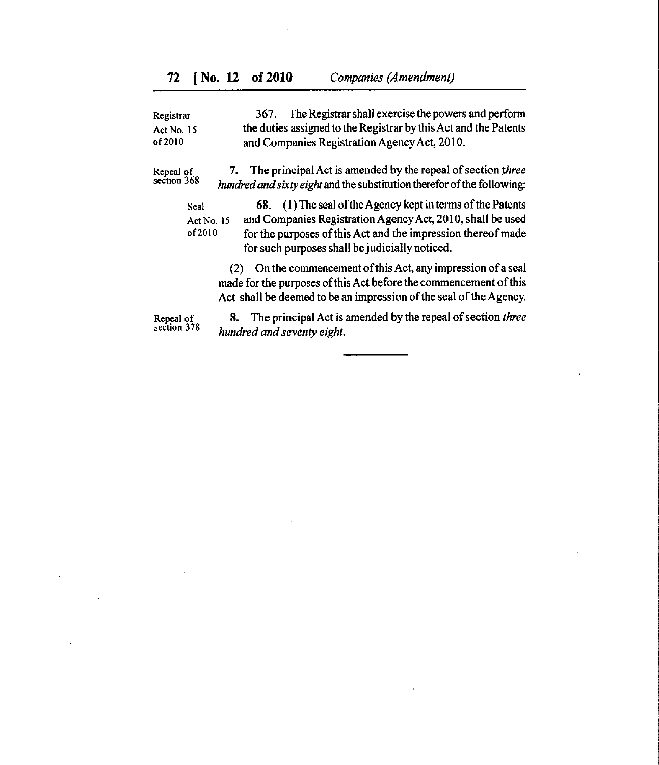Registrar
Act No. 15
of 2010

367. The Registrar shall exercise the powers and perform the duties assigned to the Registrar by this Act and the Patents and Companies Registration Agency Act, 2010.

Repeal of section 368

7. The principal Act is amended by the repeal of section *three hundred and sixty eight* and the substitution therefor of the following:

Seal
Act No. 15
of 2010

68. (1) The seal of the Agency kept in terms of the Patents and Companies Registration Agency Act, 2010, shall be used for the purposes of this Act and the impression thereof made for such purposes shall be judicially noticed.

(2) On the commencement of this Act, any impression of a seal made for the purposes of this Act before the commencement of this Act shall be deemed to be an impression of the seal of the Agency.

Repeal of section 378

8. The principal Act is amended by the repeal of section *three hundred and seventy eight.*